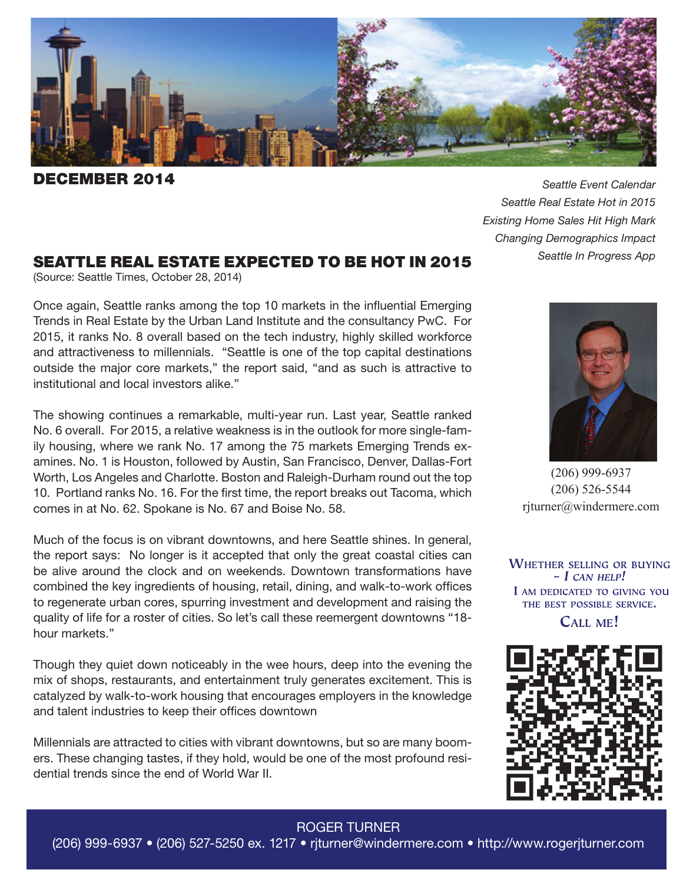**DECEMBER 2014**

*Seattle Event Calendar*
*Seattle Real Estate Hot in 2015*
*Existing Home Sales Hit High Mark*
*Changing Demographics Impact*
*Seattle In Progress App*

## SEATTLE REAL ESTATE EXPECTED TO BE HOT IN 2015

(Source: Seattle Times, October 28, 2014)

Once again, Seattle ranks among the top 10 markets in the influential Emerging Trends in Real Estate by the Urban Land Institute and the consultancy PwC. For 2015, it ranks No. 8 overall based on the tech industry, highly skilled workforce and attractiveness to millennials. "Seattle is one of the top capital destinations outside the major core markets," the report said, "and as such is attractive to institutional and local investors alike."

The showing continues a remarkable, multi-year run. Last year, Seattle ranked No. 6 overall. For 2015, a relative weakness is in the outlook for more single-family housing, where we rank No. 17 among the 75 markets Emerging Trends examines. No. 1 is Houston, followed by Austin, San Francisco, Denver, Dallas-Fort Worth, Los Angeles and Charlotte. Boston and Raleigh-Durham round out the top 10. Portland ranks No. 16. For the first time, the report breaks out Tacoma, which comes in at No. 62. Spokane is No. 67 and Boise No. 58.

Much of the focus is on vibrant downtowns, and here Seattle shines. In general, the report says: No longer is it accepted that only the great coastal cities can be alive around the clock and on weekends. Downtown transformations have combined the key ingredients of housing, retail, dining, and walk-to-work offices to regenerate urban cores, spurring investment and development and raising the quality of life for a roster of cities. So let's call these reemergent downtowns "18-hour markets."

Though they quiet down noticeably in the wee hours, deep into the evening the mix of shops, restaurants, and entertainment truly generates excitement. This is catalyzed by walk-to-work housing that encourages employers in the knowledge and talent industries to keep their offices downtown

Millennials are attracted to cities with vibrant downtowns, but so are many boomers. These changing tastes, if they hold, would be one of the most profound residential trends since the end of World War II.

(206) 999-6937
(206) 526-5544
rjturner@windermere.com

WHETHER SELLING OR BUYING – *I CAN HELP!*
I AM DEDICATED TO GIVING YOU THE BEST POSSIBLE SERVICE.
CALL ME!

ROGER TURNER
(206) 999-6937 • (206) 527-5250 ex. 1217 • rjturner@windermere.com • http://www.rogerjturner.com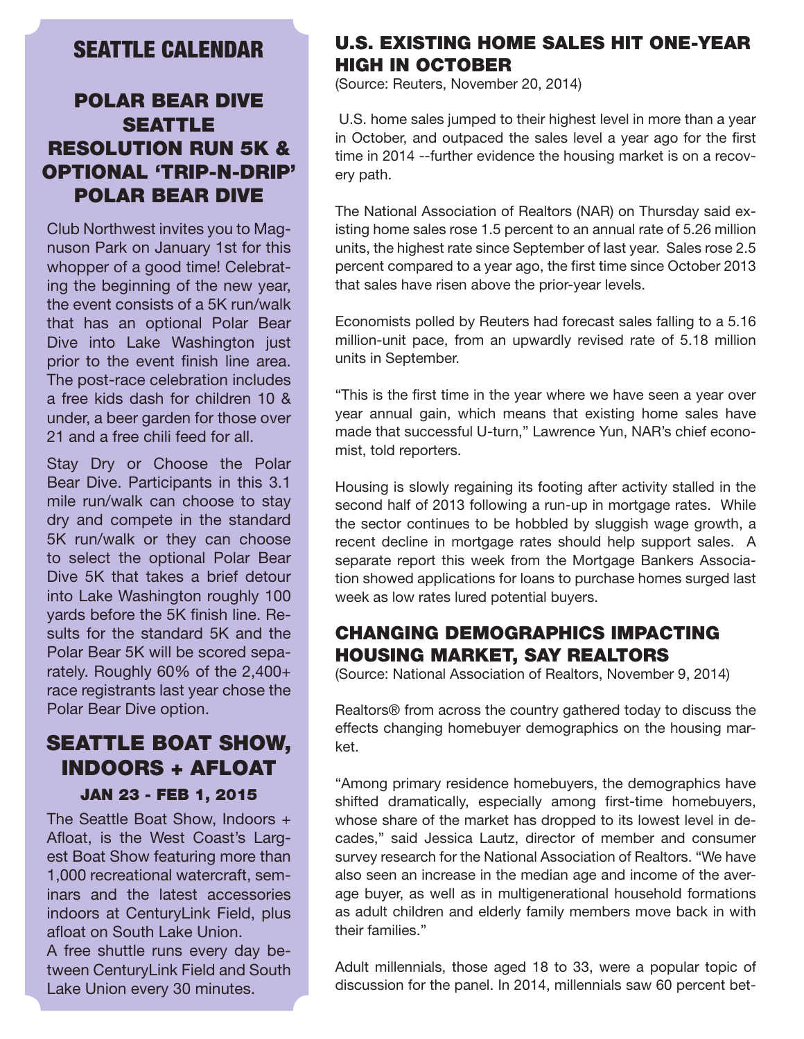## SEATTLE CALENDAR

### POLAR BEAR DIVE SEATTLE RESOLUTION RUN 5K & OPTIONAL 'TRIP-N-DRIP' POLAR BEAR DIVE

Club Northwest invites you to Magnuson Park on January 1st for this whopper of a good time! Celebrating the beginning of the new year, the event consists of a 5K run/walk that has an optional Polar Bear Dive into Lake Washington just prior to the event finish line area. The post-race celebration includes a free kids dash for children 10 & under, a beer garden for those over 21 and a free chili feed for all.

Stay Dry or Choose the Polar Bear Dive. Participants in this 3.1 mile run/walk can choose to stay dry and compete in the standard 5K run/walk or they can choose to select the optional Polar Bear Dive 5K that takes a brief detour into Lake Washington roughly 100 yards before the 5K finish line. Results for the standard 5K and the Polar Bear 5K will be scored separately. Roughly 60% of the 2,400+ race registrants last year chose the Polar Bear Dive option.

### SEATTLE BOAT SHOW, INDOORS + AFLOAT

**JAN 23 - FEB 1, 2015**

The Seattle Boat Show, Indoors + Afloat, is the West Coast's Largest Boat Show featuring more than 1,000 recreational watercraft, seminars and the latest accessories indoors at CenturyLink Field, plus afloat on South Lake Union.
A free shuttle runs every day between CenturyLink Field and South Lake Union every 30 minutes.

## U.S. EXISTING HOME SALES HIT ONE-YEAR HIGH IN OCTOBER

(Source: Reuters, November 20, 2014)

U.S. home sales jumped to their highest level in more than a year in October, and outpaced the sales level a year ago for the first time in 2014 --further evidence the housing market is on a recovery path.

The National Association of Realtors (NAR) on Thursday said existing home sales rose 1.5 percent to an annual rate of 5.26 million units, the highest rate since September of last year. Sales rose 2.5 percent compared to a year ago, the first time since October 2013 that sales have risen above the prior-year levels.

Economists polled by Reuters had forecast sales falling to a 5.16 million-unit pace, from an upwardly revised rate of 5.18 million units in September.

"This is the first time in the year where we have seen a year over year annual gain, which means that existing home sales have made that successful U-turn," Lawrence Yun, NAR's chief economist, told reporters.

Housing is slowly regaining its footing after activity stalled in the second half of 2013 following a run-up in mortgage rates. While the sector continues to be hobbled by sluggish wage growth, a recent decline in mortgage rates should help support sales. A separate report this week from the Mortgage Bankers Association showed applications for loans to purchase homes surged last week as low rates lured potential buyers.

## CHANGING DEMOGRAPHICS IMPACTING HOUSING MARKET, SAY REALTORS

(Source: National Association of Realtors, November 9, 2014)

Realtors® from across the country gathered today to discuss the effects changing homebuyer demographics on the housing market.

"Among primary residence homebuyers, the demographics have shifted dramatically, especially among first-time homebuyers, whose share of the market has dropped to its lowest level in decades," said Jessica Lautz, director of member and consumer survey research for the National Association of Realtors. "We have also seen an increase in the median age and income of the average buyer, as well as in multigenerational household formations as adult children and elderly family members move back in with their families."

Adult millennials, those aged 18 to 33, were a popular topic of discussion for the panel. In 2014, millennials saw 60 percent bet-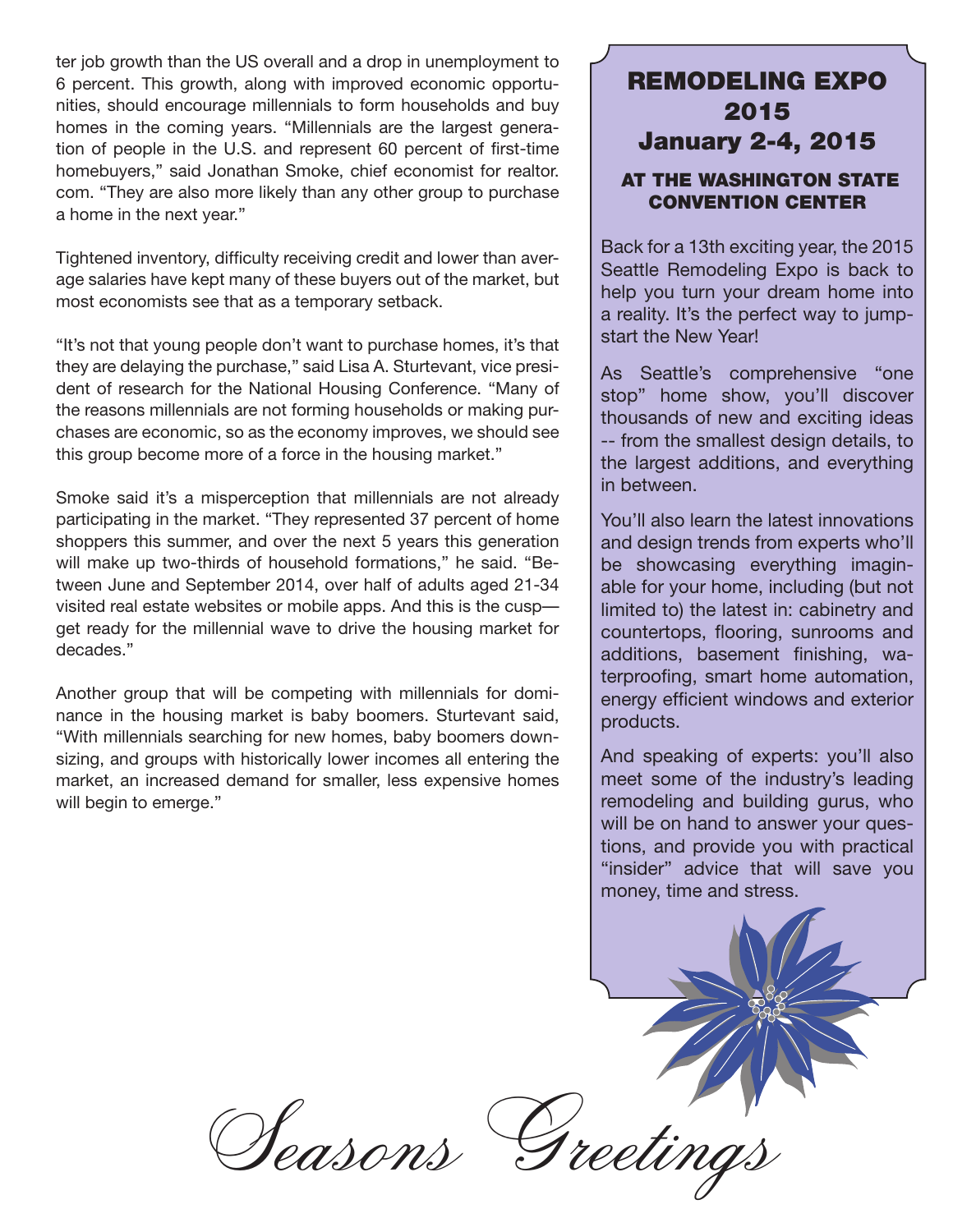ter job growth than the US overall and a drop in unemployment to 6 percent. This growth, along with improved economic opportunities, should encourage millennials to form households and buy homes in the coming years. "Millennials are the largest generation of people in the U.S. and represent 60 percent of first-time homebuyers," said Jonathan Smoke, chief economist for realtor.com. "They are also more likely than any other group to purchase a home in the next year."

Tightened inventory, difficulty receiving credit and lower than average salaries have kept many of these buyers out of the market, but most economists see that as a temporary setback.

"It's not that young people don't want to purchase homes, it's that they are delaying the purchase," said Lisa A. Sturtevant, vice president of research for the National Housing Conference. "Many of the reasons millennials are not forming households or making purchases are economic, so as the economy improves, we should see this group become more of a force in the housing market."

Smoke said it's a misperception that millennials are not already participating in the market. "They represented 37 percent of home shoppers this summer, and over the next 5 years this generation will make up two-thirds of household formations," he said. "Between June and September 2014, over half of adults aged 21-34 visited real estate websites or mobile apps. And this is the cusp—get ready for the millennial wave to drive the housing market for decades."

Another group that will be competing with millennials for dominance in the housing market is baby boomers. Sturtevant said, "With millennials searching for new homes, baby boomers downsizing, and groups with historically lower incomes all entering the market, an increased demand for smaller, less expensive homes will begin to emerge."

## REMODELING EXPO 2015
## January 2-4, 2015

### AT THE WASHINGTON STATE CONVENTION CENTER

Back for a 13th exciting year, the 2015 Seattle Remodeling Expo is back to help you turn your dream home into a reality. It's the perfect way to jump-start the New Year!

As Seattle's comprehensive "one stop" home show, you'll discover thousands of new and exciting ideas -- from the smallest design details, to the largest additions, and everything in between.

You'll also learn the latest innovations and design trends from experts who'll be showcasing everything imaginable for your home, including (but not limited to) the latest in: cabinetry and countertops, flooring, sunrooms and additions, basement finishing, waterproofing, smart home automation, energy efficient windows and exterior products.

And speaking of experts: you'll also meet some of the industry's leading remodeling and building gurus, who will be on hand to answer your questions, and provide you with practical "insider" advice that will save you money, time and stress.

*Seasons Greetings*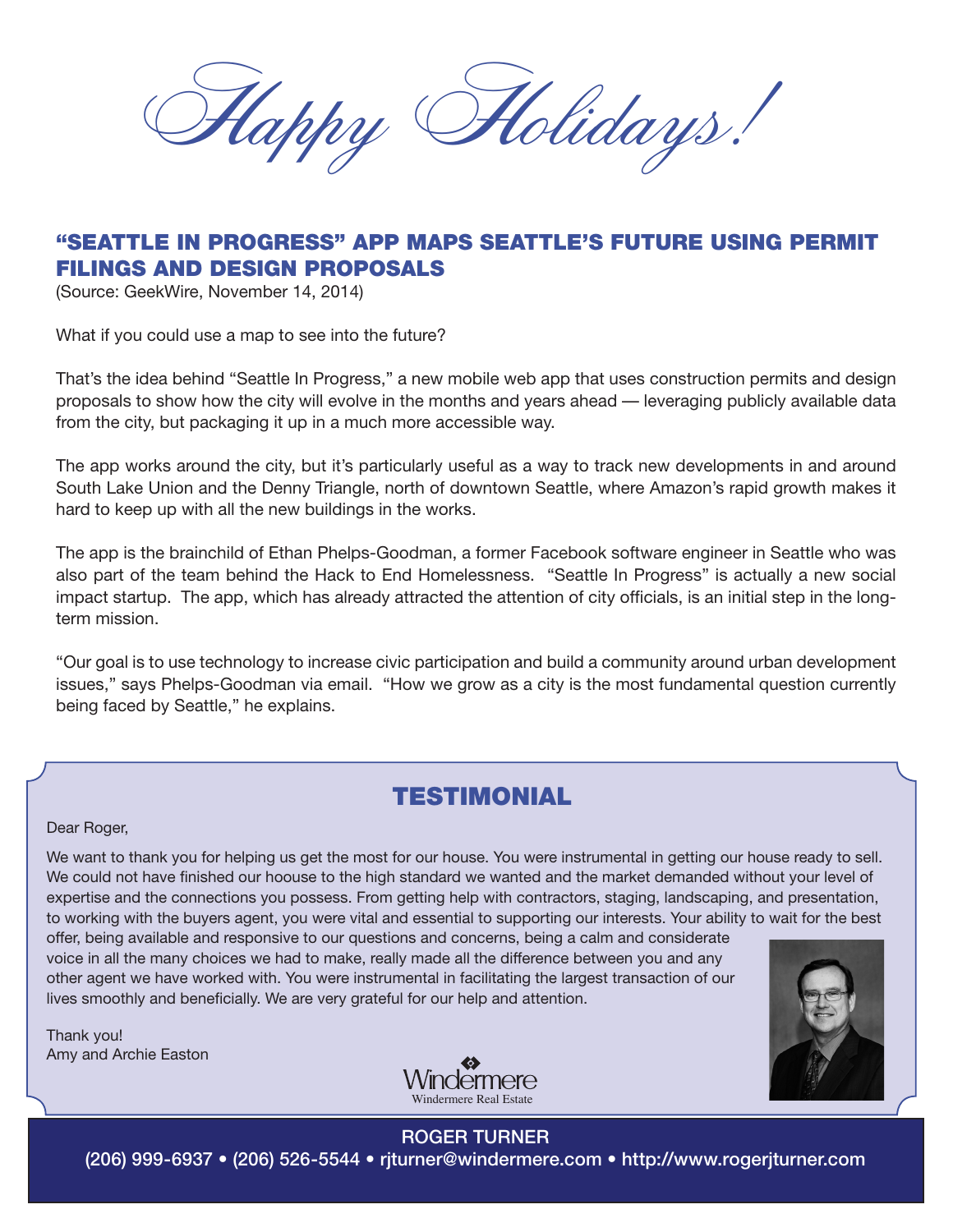# *Happy Holidays!*

## "SEATTLE IN PROGRESS" APP MAPS SEATTLE'S FUTURE USING PERMIT FILINGS AND DESIGN PROPOSALS

(Source: GeekWire, November 14, 2014)

What if you could use a map to see into the future?

That's the idea behind "Seattle In Progress," a new mobile web app that uses construction permits and design proposals to show how the city will evolve in the months and years ahead — leveraging publicly available data from the city, but packaging it up in a much more accessible way.

The app works around the city, but it's particularly useful as a way to track new developments in and around South Lake Union and the Denny Triangle, north of downtown Seattle, where Amazon's rapid growth makes it hard to keep up with all the new buildings in the works.

The app is the brainchild of Ethan Phelps-Goodman, a former Facebook software engineer in Seattle who was also part of the team behind the Hack to End Homelessness. "Seattle In Progress" is actually a new social impact startup. The app, which has already attracted the attention of city officials, is an initial step in the long-term mission.

"Our goal is to use technology to increase civic participation and build a community around urban development issues," says Phelps-Goodman via email. "How we grow as a city is the most fundamental question currently being faced by Seattle," he explains.

## TESTIMONIAL

Dear Roger,

We want to thank you for helping us get the most for our house. You were instrumental in getting our house ready to sell. We could not have finished our hoouse to the high standard we wanted and the market demanded without your level of expertise and the connections you possess. From getting help with contractors, staging, landscaping, and presentation, to working with the buyers agent, you were vital and essential to supporting our interests. Your ability to wait for the best offer, being available and responsive to our questions and concerns, being a calm and considerate voice in all the many choices we had to make, really made all the difference between you and any other agent we have worked with. You were instrumental in facilitating the largest transaction of our lives smoothly and beneficially. We are very grateful for our help and attention.

Thank you!
Amy and Archie Easton

Windermere
Windermere Real Estate

**ROGER TURNER**
**(206) 999-6937 • (206) 526-5544 • rjturner@windermere.com • http://www.rogerjturner.com**